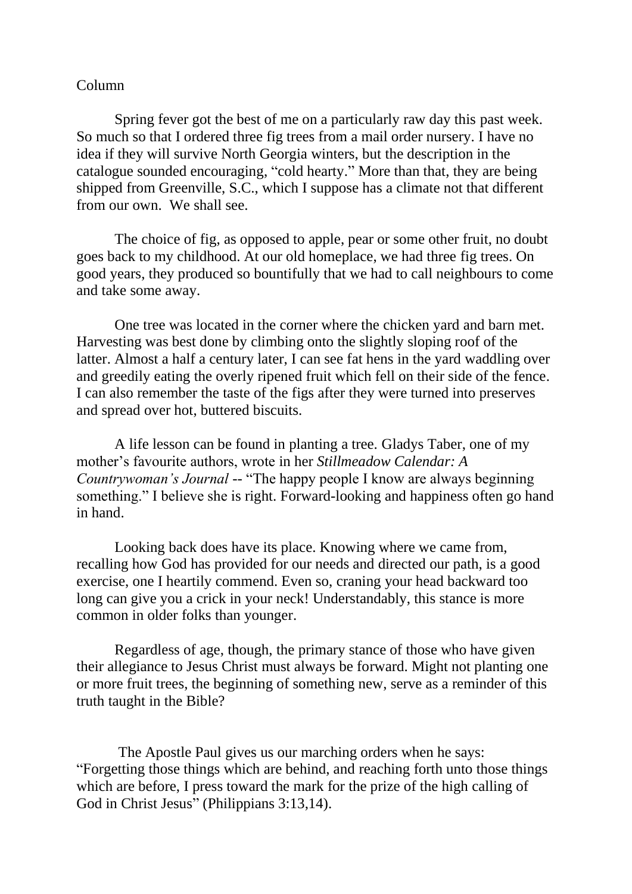Column

Spring fever got the best of me on a particularly raw day this past week. So much so that I ordered three fig trees from a mail order nursery. I have no idea if they will survive North Georgia winters, but the description in the catalogue sounded encouraging, "cold hearty." More than that, they are being shipped from Greenville, S.C., which I suppose has a climate not that different from our own. We shall see.

The choice of fig, as opposed to apple, pear or some other fruit, no doubt goes back to my childhood. At our old homeplace, we had three fig trees. On good years, they produced so bountifully that we had to call neighbours to come and take some away.

One tree was located in the corner where the chicken yard and barn met. Harvesting was best done by climbing onto the slightly sloping roof of the latter. Almost a half a century later, I can see fat hens in the yard waddling over and greedily eating the overly ripened fruit which fell on their side of the fence. I can also remember the taste of the figs after they were turned into preserves and spread over hot, buttered biscuits.

A life lesson can be found in planting a tree. Gladys Taber, one of my mother's favourite authors, wrote in her *Stillmeadow Calendar: A Countrywoman's Journal* -- "The happy people I know are always beginning something." I believe she is right. Forward-looking and happiness often go hand in hand.

Looking back does have its place. Knowing where we came from, recalling how God has provided for our needs and directed our path, is a good exercise, one I heartily commend. Even so, craning your head backward too long can give you a crick in your neck! Understandably, this stance is more common in older folks than younger.

Regardless of age, though, the primary stance of those who have given their allegiance to Jesus Christ must always be forward. Might not planting one or more fruit trees, the beginning of something new, serve as a reminder of this truth taught in the Bible?

The Apostle Paul gives us our marching orders when he says: "Forgetting those things which are behind, and reaching forth unto those things which are before, I press toward the mark for the prize of the high calling of God in Christ Jesus" (Philippians 3:13,14).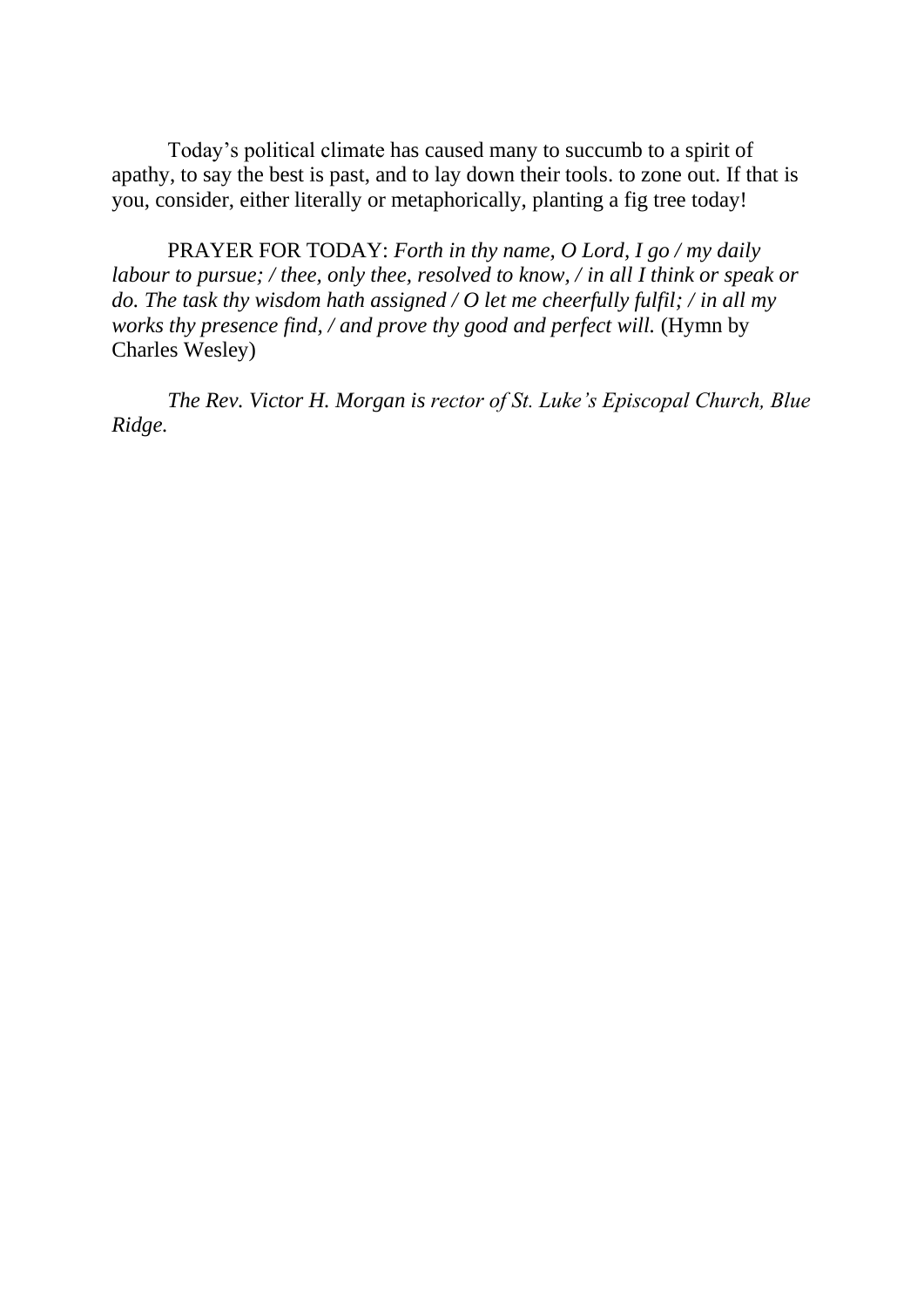Today's political climate has caused many to succumb to a spirit of apathy, to say the best is past, and to lay down their tools. to zone out. If that is you, consider, either literally or metaphorically, planting a fig tree today!

PRAYER FOR TODAY: *Forth in thy name, O Lord, I go / my daily labour to pursue; / thee, only thee, resolved to know, / in all I think or speak or do. The task thy wisdom hath assigned / O let me cheerfully fulfil; / in all my works thy presence find, / and prove thy good and perfect will.* (Hymn by Charles Wesley)

*The Rev. Victor H. Morgan is rector of St. Luke's Episcopal Church, Blue Ridge.*